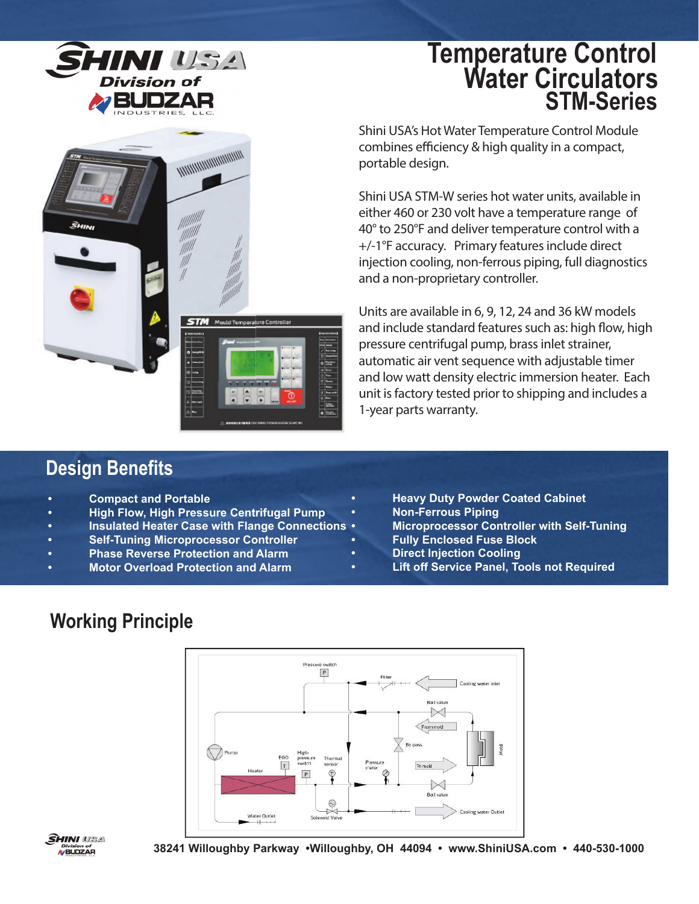# Temperature Control Water Circulators STM-Series

SHINI USA
Division of BUDZAR INDUSTRIES, LLC.

Shini USA's Hot Water Temperature Control Module combines efficiency & high quality in a compact, portable design.

Shini USA STM-W series hot water units, available in either 460 or 230 volt have a temperature range of 40° to 250°F and deliver temperature control with a +/-1°F accuracy. Primary features include direct injection cooling, non-ferrous piping, full diagnostics and a non-proprietary controller.

Units are available in 6, 9, 12, 24 and 36 kW models and include standard features such as: high flow, high pressure centrifugal pump, brass inlet strainer, automatic air vent sequence with adjustable timer and low watt density electric immersion heater. Each unit is factory tested prior to shipping and includes a 1-year parts warranty.

## Design Benefits

- **Compact and Portable**
- **High Flow, High Pressure Centrifugal Pump**
- **Insulated Heater Case with Flange Connections**
- **Self-Tuning Microprocessor Controller**
- **Phase Reverse Protection and Alarm**
- **Motor Overload Protection and Alarm**
- **Heavy Duty Powder Coated Cabinet**
- **Non-Ferrous Piping**
- **Microprocessor Controller with Self-Tuning**
- **Fully Enclosed Fuse Block**
- **Direct Injection Cooling**
- **Lift off Service Panel, Tools not Required**

## Working Principle

Pressure switch, Filter, Cooling water inlet, Ball valve, From mold, By pass, Mold, Pump, EGO, High-pressure switch, Thermal sensor, Pressure meter, To mold, Heater, Ball valve, Water Outlet, Solenoid Valve, Cooling water Outlet

**38241 Willoughby Parkway •Willoughby, OH 44094 • www.ShiniUSA.com • 440-530-1000**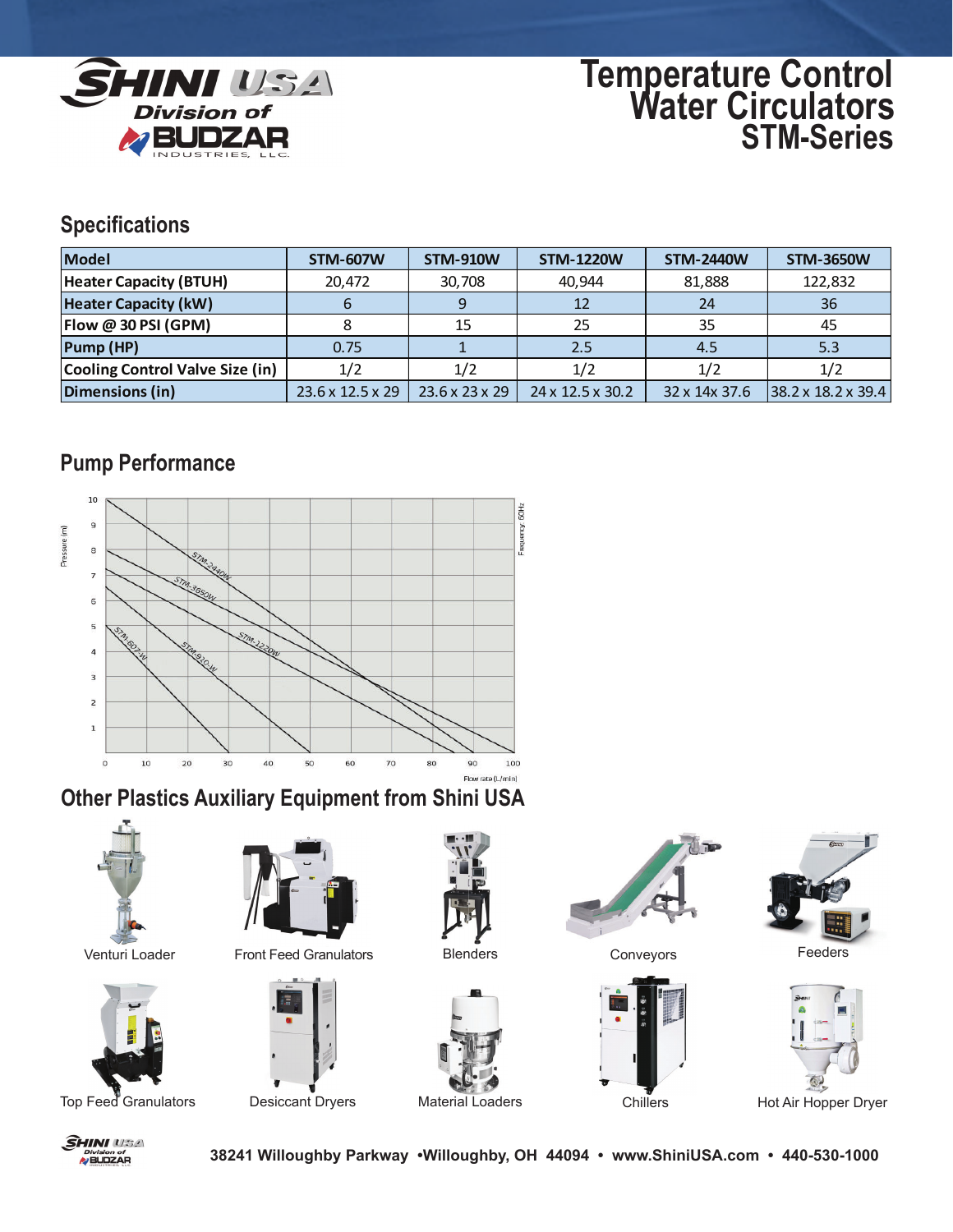# Temperature Control Water Circulators STM-Series

## Specifications

| Model | STM-607W | STM-910W | STM-1220W | STM-2440W | STM-3650W |
|---|---|---|---|---|---|
| Heater Capacity (BTUH) | 20,472 | 30,708 | 40,944 | 81,888 | 122,832 |
| Heater Capacity (kW) | 6 | 9 | 12 | 24 | 36 |
| Flow @ 30 PSI (GPM) | 8 | 15 | 25 | 35 | 45 |
| Pump (HP) | 0.75 | 1 | 2.5 | 4.5 | 5.3 |
| Cooling Control Valve Size (in) | 1/2 | 1/2 | 1/2 | 1/2 | 1/2 |
| Dimensions (in) | 23.6 x 12.5 x 29 | 23.6 x 23 x 29 | 24 x 12.5 x 30.2 | 32 x 14x 37.6 | 38.2 x 18.2 x 39.4 |

## Pump Performance

Pressure (m)

10
9
8
7
6
5
4
3
2
1

0 10 20 30 40 50 60 70 80 90 100

Flow rate (L/min)

Frequency: 60Hz

STM-2440W
STM-3650W
STM-1220W
STM-607W
STM-910W

## Other Plastics Auxiliary Equipment from Shini USA

Venturi Loader

Front Feed Granulators

Blenders

Conveyors

Feeders

Top Feed Granulators

Desiccant Dryers

Material Loaders

Chillers

Hot Air Hopper Dryer

38241 Willoughby Parkway •Willoughby, OH 44094 • www.ShiniUSA.com • 440-530-1000